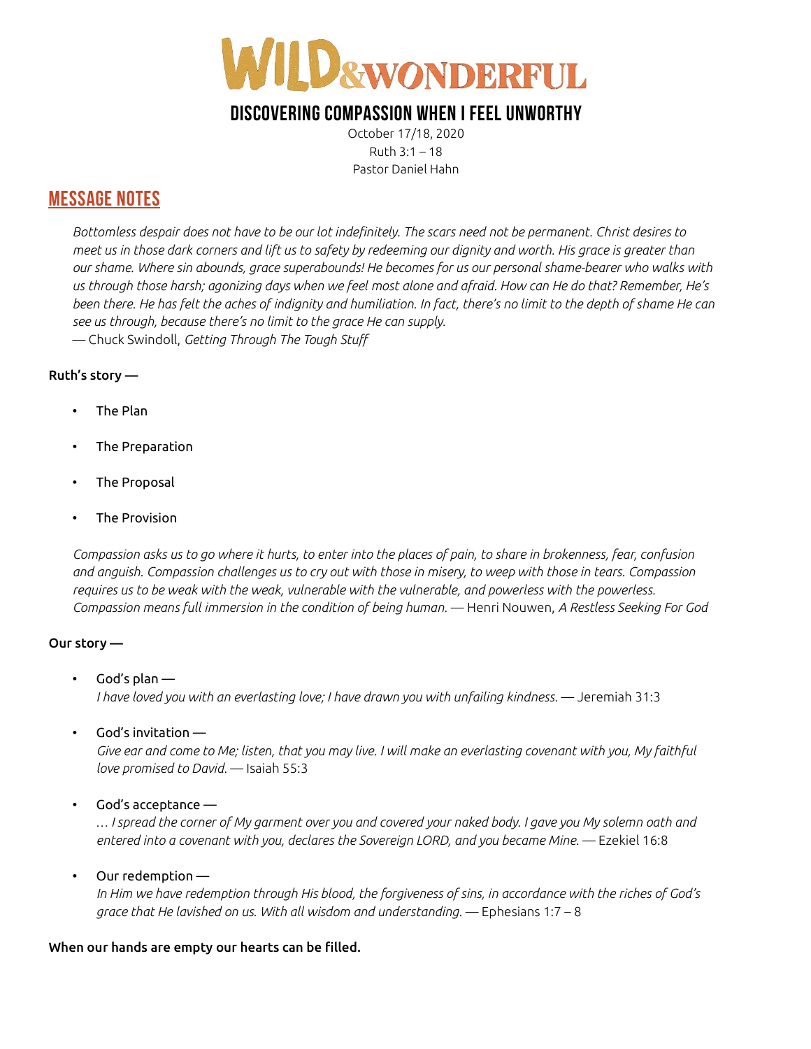# WILD&WONDERFUL

## DISCOVERING COMPASSION WHEN I FEEL UNWORTHY

October 17/18, 2020
Ruth 3:1 – 18
Pastor Daniel Hahn

## MESSAGE NOTES

*Bottomless despair does not have to be our lot indefinitely. The scars need not be permanent. Christ desires to meet us in those dark corners and lift us to safety by redeeming our dignity and worth. His grace is greater than our shame. Where sin abounds, grace superabounds! He becomes for us our personal shame-bearer who walks with us through those harsh; agonizing days when we feel most alone and afraid. How can He do that? Remember, He's been there. He has felt the aches of indignity and humiliation. In fact, there's no limit to the depth of shame He can see us through, because there's no limit to the grace He can supply.*
— Chuck Swindoll, *Getting Through The Tough Stuff*

**Ruth's story —**

- The Plan
- The Preparation
- The Proposal
- The Provision

*Compassion asks us to go where it hurts, to enter into the places of pain, to share in brokenness, fear, confusion and anguish. Compassion challenges us to cry out with those in misery, to weep with those in tears. Compassion requires us to be weak with the weak, vulnerable with the vulnerable, and powerless with the powerless. Compassion means full immersion in the condition of being human.* — Henri Nouwen, *A Restless Seeking For God*

**Our story —**

- God's plan —
  *I have loved you with an everlasting love; I have drawn you with unfailing kindness.* — Jeremiah 31:3
- God's invitation —
  *Give ear and come to Me; listen, that you may live. I will make an everlasting covenant with you, My faithful love promised to David.* — Isaiah 55:3
- God's acceptance —
  *… I spread the corner of My garment over you and covered your naked body. I gave you My solemn oath and entered into a covenant with you, declares the Sovereign LORD, and you became Mine.* — Ezekiel 16:8
- Our redemption —
  *In Him we have redemption through His blood, the forgiveness of sins, in accordance with the riches of God's grace that He lavished on us. With all wisdom and understanding.* — Ephesians 1:7 – 8

**When our hands are empty our hearts can be filled.**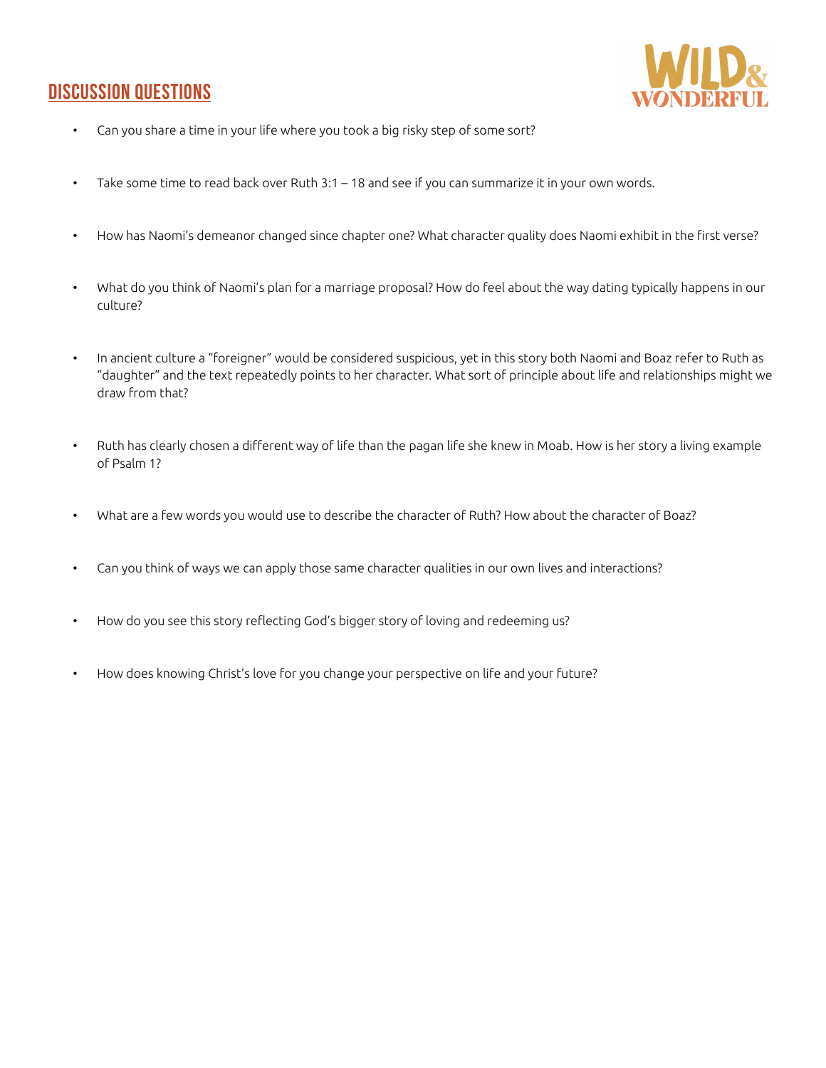## DISCUSSION QUESTIONS

WILD& WONDERFUL

- Can you share a time in your life where you took a big risky step of some sort?
- Take some time to read back over Ruth 3:1 – 18 and see if you can summarize it in your own words.
- How has Naomi's demeanor changed since chapter one? What character quality does Naomi exhibit in the first verse?
- What do you think of Naomi's plan for a marriage proposal? How do feel about the way dating typically happens in our culture?
- In ancient culture a "foreigner" would be considered suspicious, yet in this story both Naomi and Boaz refer to Ruth as "daughter" and the text repeatedly points to her character. What sort of principle about life and relationships might we draw from that?
- Ruth has clearly chosen a different way of life than the pagan life she knew in Moab. How is her story a living example of Psalm 1?
- What are a few words you would use to describe the character of Ruth? How about the character of Boaz?
- Can you think of ways we can apply those same character qualities in our own lives and interactions?
- How do you see this story reflecting God's bigger story of loving and redeeming us?
- How does knowing Christ's love for you change your perspective on life and your future?